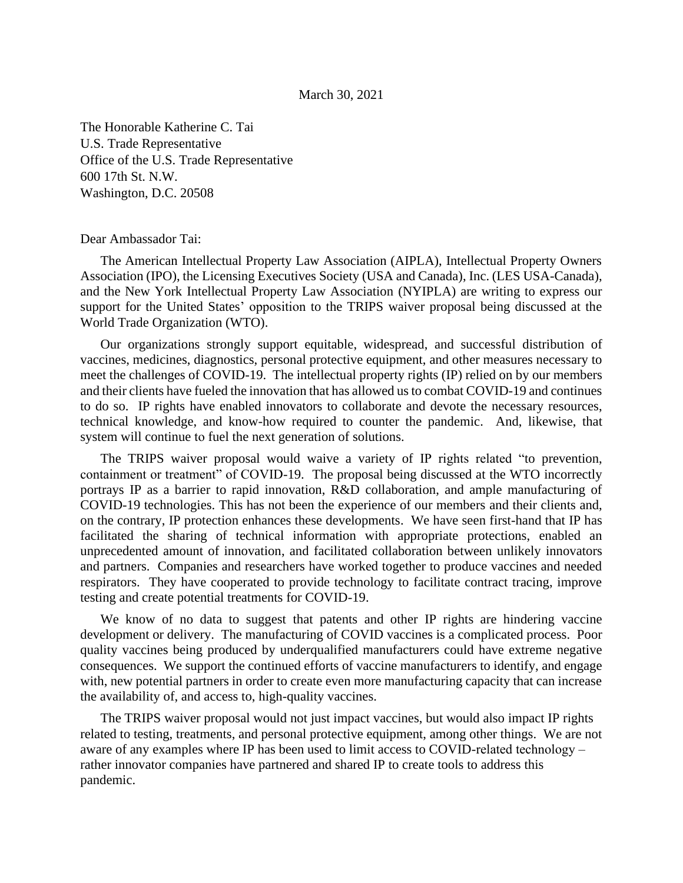March 30, 2021

The Honorable Katherine C. Tai
U.S. Trade Representative
Office of the U.S. Trade Representative
600 17th St. N.W.
Washington, D.C. 20508

Dear Ambassador Tai:

The American Intellectual Property Law Association (AIPLA), Intellectual Property Owners Association (IPO), the Licensing Executives Society (USA and Canada), Inc. (LES USA-Canada), and the New York Intellectual Property Law Association (NYIPLA) are writing to express our support for the United States' opposition to the TRIPS waiver proposal being discussed at the World Trade Organization (WTO).

Our organizations strongly support equitable, widespread, and successful distribution of vaccines, medicines, diagnostics, personal protective equipment, and other measures necessary to meet the challenges of COVID-19. The intellectual property rights (IP) relied on by our members and their clients have fueled the innovation that has allowed us to combat COVID-19 and continues to do so. IP rights have enabled innovators to collaborate and devote the necessary resources, technical knowledge, and know-how required to counter the pandemic. And, likewise, that system will continue to fuel the next generation of solutions.

The TRIPS waiver proposal would waive a variety of IP rights related "to prevention, containment or treatment" of COVID-19. The proposal being discussed at the WTO incorrectly portrays IP as a barrier to rapid innovation, R&D collaboration, and ample manufacturing of COVID-19 technologies. This has not been the experience of our members and their clients and, on the contrary, IP protection enhances these developments. We have seen first-hand that IP has facilitated the sharing of technical information with appropriate protections, enabled an unprecedented amount of innovation, and facilitated collaboration between unlikely innovators and partners. Companies and researchers have worked together to produce vaccines and needed respirators. They have cooperated to provide technology to facilitate contract tracing, improve testing and create potential treatments for COVID-19.

We know of no data to suggest that patents and other IP rights are hindering vaccine development or delivery. The manufacturing of COVID vaccines is a complicated process. Poor quality vaccines being produced by underqualified manufacturers could have extreme negative consequences. We support the continued efforts of vaccine manufacturers to identify, and engage with, new potential partners in order to create even more manufacturing capacity that can increase the availability of, and access to, high-quality vaccines.

The TRIPS waiver proposal would not just impact vaccines, but would also impact IP rights related to testing, treatments, and personal protective equipment, among other things. We are not aware of any examples where IP has been used to limit access to COVID-related technology – rather innovator companies have partnered and shared IP to create tools to address this pandemic.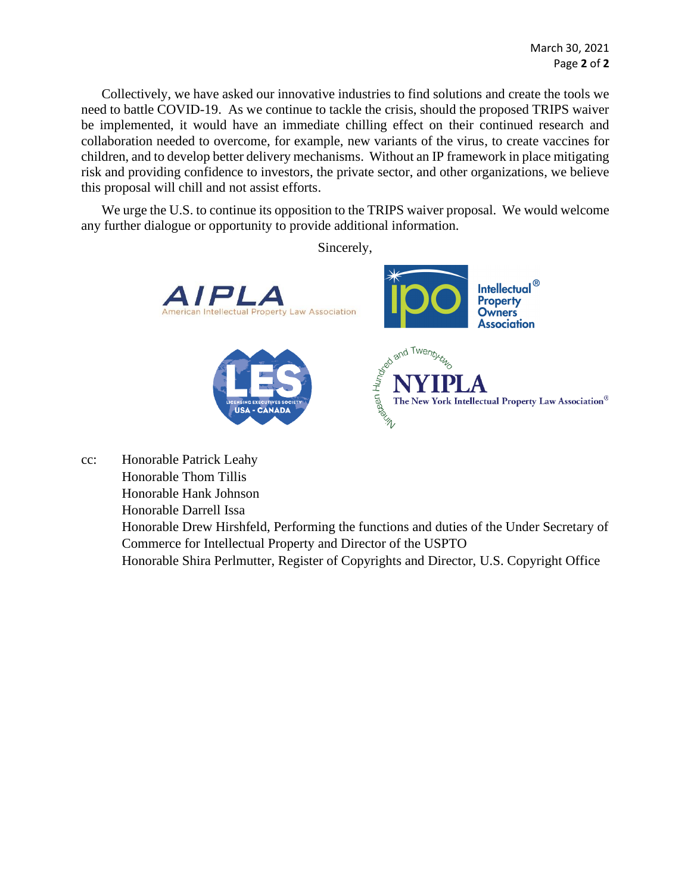Collectively, we have asked our innovative industries to find solutions and create the tools we need to battle COVID-19. As we continue to tackle the crisis, should the proposed TRIPS waiver be implemented, it would have an immediate chilling effect on their continued research and collaboration needed to overcome, for example, new variants of the virus, to create vaccines for children, and to develop better delivery mechanisms. Without an IP framework in place mitigating risk and providing confidence to investors, the private sector, and other organizations, we believe this proposal will chill and not assist efforts.

We urge the U.S. to continue its opposition to the TRIPS waiver proposal. We would welcome any further dialogue or opportunity to provide additional information.

Sincerely,

AIPLA
American Intellectual Property Law Association

ipo
Intellectual® Property Owners Association

LES
LICENSING EXECUTIVES SOCIETY
USA - CANADA

Nineteen Hundred and Twenty-two
NYIPLA
The New York Intellectual Property Law Association®

cc: Honorable Patrick Leahy
Honorable Thom Tillis
Honorable Hank Johnson
Honorable Darrell Issa
Honorable Drew Hirshfeld, Performing the functions and duties of the Under Secretary of Commerce for Intellectual Property and Director of the USPTO
Honorable Shira Perlmutter, Register of Copyrights and Director, U.S. Copyright Office